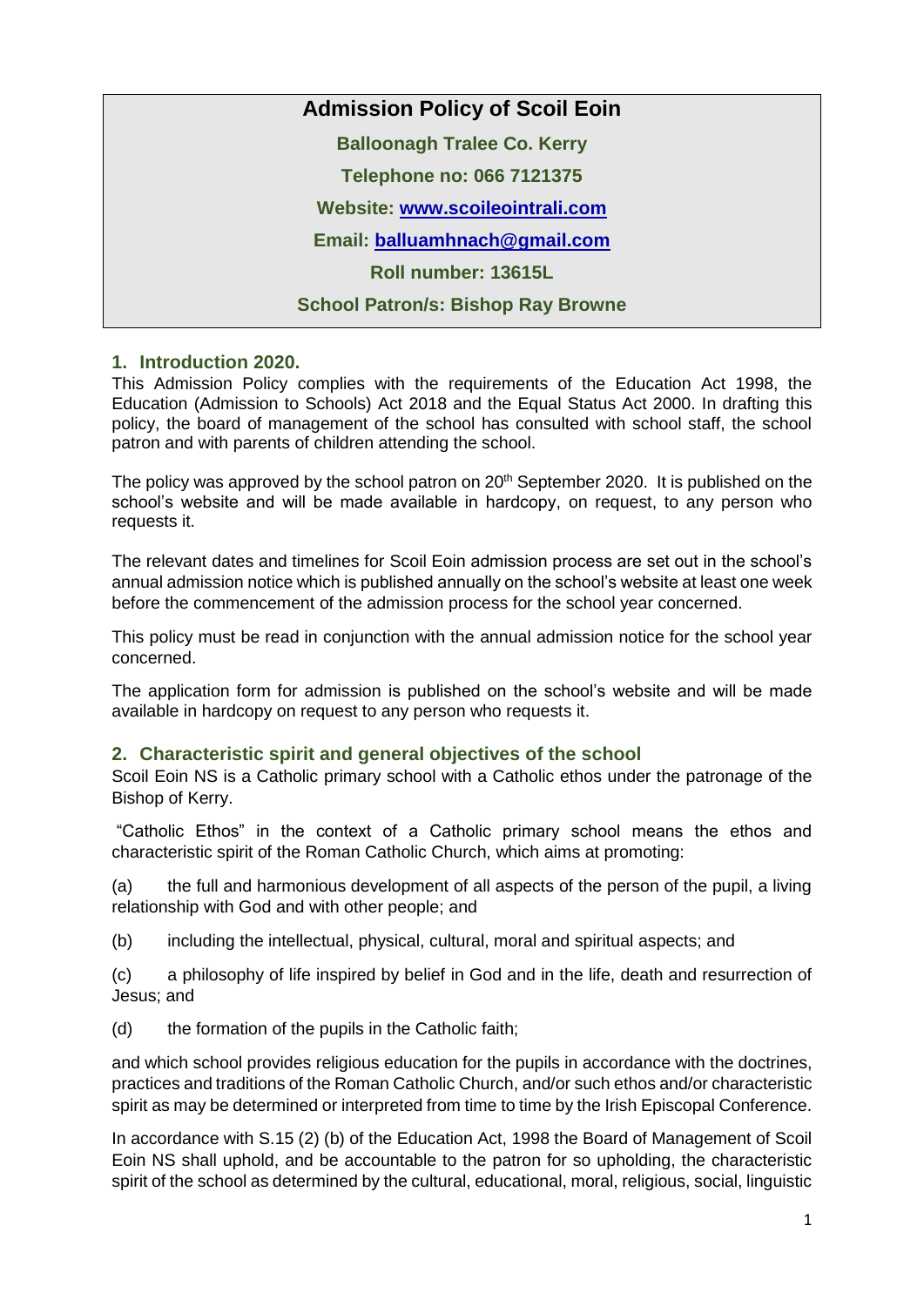# Admission Policy of Scoil Eoin

**Balloonagh Tralee Co. Kerry**

**Telephone no: 066 7121375**

**Website: [www.scoileointrali.com](http://www.scoileointrali.com)**

**Email: [balluamhnach@gmail.com](mailto:balluamhnach@gmail.com)**

**Roll number: 13615L**

**School Patron/s: Bishop Ray Browne**

## 1. Introduction 2020.

This Admission Policy complies with the requirements of the Education Act 1998, the Education (Admission to Schools) Act 2018 and the Equal Status Act 2000. In drafting this policy, the board of management of the school has consulted with school staff, the school patron and with parents of children attending the school.

The policy was approved by the school patron on 20th September 2020. It is published on the school's website and will be made available in hardcopy, on request, to any person who requests it.

The relevant dates and timelines for Scoil Eoin admission process are set out in the school's annual admission notice which is published annually on the school's website at least one week before the commencement of the admission process for the school year concerned.

This policy must be read in conjunction with the annual admission notice for the school year concerned.

The application form for admission is published on the school's website and will be made available in hardcopy on request to any person who requests it.

## 2. Characteristic spirit and general objectives of the school

Scoil Eoin NS is a Catholic primary school with a Catholic ethos under the patronage of the Bishop of Kerry.

"Catholic Ethos" in the context of a Catholic primary school means the ethos and characteristic spirit of the Roman Catholic Church, which aims at promoting:

(a) the full and harmonious development of all aspects of the person of the pupil, a living relationship with God and with other people; and

(b) including the intellectual, physical, cultural, moral and spiritual aspects; and

(c) a philosophy of life inspired by belief in God and in the life, death and resurrection of Jesus; and

(d) the formation of the pupils in the Catholic faith;

and which school provides religious education for the pupils in accordance with the doctrines, practices and traditions of the Roman Catholic Church, and/or such ethos and/or characteristic spirit as may be determined or interpreted from time to time by the Irish Episcopal Conference.

In accordance with S.15 (2) (b) of the Education Act, 1998 the Board of Management of Scoil Eoin NS shall uphold, and be accountable to the patron for so upholding, the characteristic spirit of the school as determined by the cultural, educational, moral, religious, social, linguistic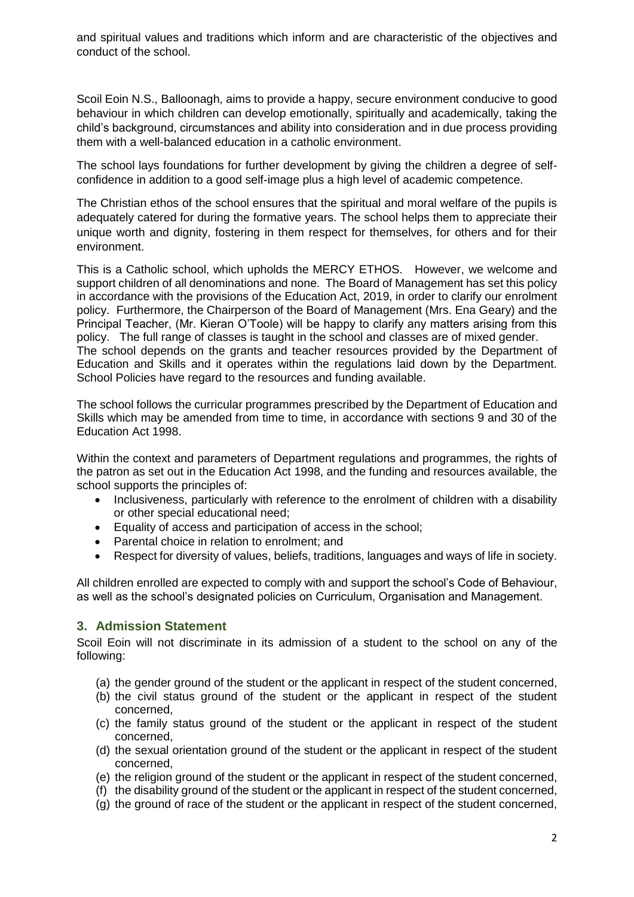and spiritual values and traditions which inform and are characteristic of the objectives and conduct of the school.

Scoil Eoin N.S., Balloonagh, aims to provide a happy, secure environment conducive to good behaviour in which children can develop emotionally, spiritually and academically, taking the child's background, circumstances and ability into consideration and in due process providing them with a well-balanced education in a catholic environment.

The school lays foundations for further development by giving the children a degree of self-confidence in addition to a good self-image plus a high level of academic competence.

The Christian ethos of the school ensures that the spiritual and moral welfare of the pupils is adequately catered for during the formative years. The school helps them to appreciate their unique worth and dignity, fostering in them respect for themselves, for others and for their environment.

This is a Catholic school, which upholds the MERCY ETHOS. However, we welcome and support children of all denominations and none. The Board of Management has set this policy in accordance with the provisions of the Education Act, 2019, in order to clarify our enrolment policy. Furthermore, the Chairperson of the Board of Management (Mrs. Ena Geary) and the Principal Teacher, (Mr. Kieran O'Toole) will be happy to clarify any matters arising from this policy. The full range of classes is taught in the school and classes are of mixed gender.
The school depends on the grants and teacher resources provided by the Department of Education and Skills and it operates within the regulations laid down by the Department. School Policies have regard to the resources and funding available.

The school follows the curricular programmes prescribed by the Department of Education and Skills which may be amended from time to time, in accordance with sections 9 and 30 of the Education Act 1998.

Within the context and parameters of Department regulations and programmes, the rights of the patron as set out in the Education Act 1998, and the funding and resources available, the school supports the principles of:

- Inclusiveness, particularly with reference to the enrolment of children with a disability or other special educational need;
- Equality of access and participation of access in the school;
- Parental choice in relation to enrolment; and
- Respect for diversity of values, beliefs, traditions, languages and ways of life in society.

All children enrolled are expected to comply with and support the school's Code of Behaviour, as well as the school's designated policies on Curriculum, Organisation and Management.

## 3. Admission Statement

Scoil Eoin will not discriminate in its admission of a student to the school on any of the following:

(a) the gender ground of the student or the applicant in respect of the student concerned,
(b) the civil status ground of the student or the applicant in respect of the student concerned,
(c) the family status ground of the student or the applicant in respect of the student concerned,
(d) the sexual orientation ground of the student or the applicant in respect of the student concerned,
(e) the religion ground of the student or the applicant in respect of the student concerned,
(f) the disability ground of the student or the applicant in respect of the student concerned,
(g) the ground of race of the student or the applicant in respect of the student concerned,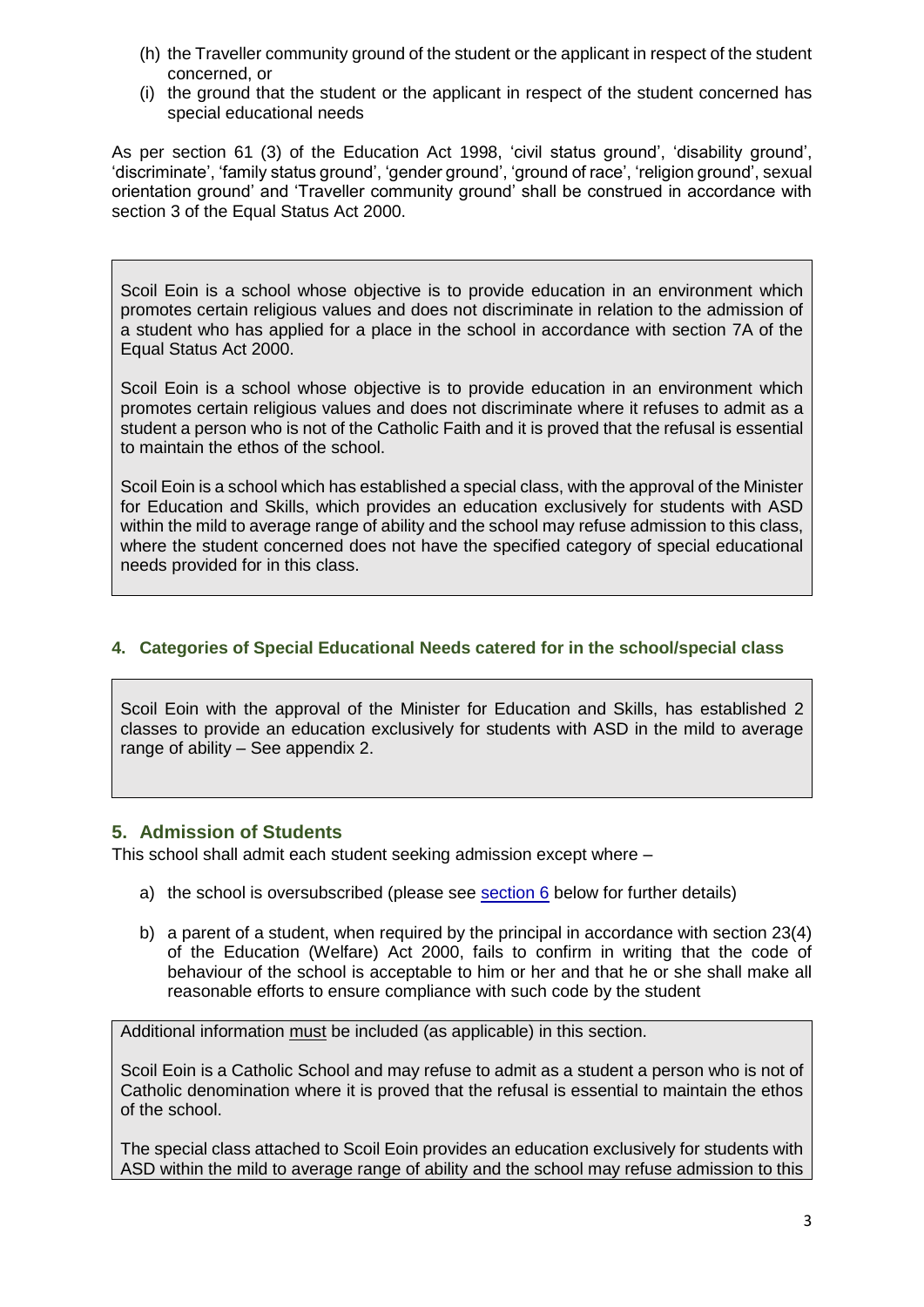(h) the Traveller community ground of the student or the applicant in respect of the student concerned, or

(i) the ground that the student or the applicant in respect of the student concerned has special educational needs

As per section 61 (3) of the Education Act 1998, 'civil status ground', 'disability ground', 'discriminate', 'family status ground', 'gender ground', 'ground of race', 'religion ground', sexual orientation ground' and 'Traveller community ground' shall be construed in accordance with section 3 of the Equal Status Act 2000.

Scoil Eoin is a school whose objective is to provide education in an environment which promotes certain religious values and does not discriminate in relation to the admission of a student who has applied for a place in the school in accordance with section 7A of the Equal Status Act 2000.

Scoil Eoin is a school whose objective is to provide education in an environment which promotes certain religious values and does not discriminate where it refuses to admit as a student a person who is not of the Catholic Faith and it is proved that the refusal is essential to maintain the ethos of the school.

Scoil Eoin is a school which has established a special class, with the approval of the Minister for Education and Skills, which provides an education exclusively for students with ASD within the mild to average range of ability and the school may refuse admission to this class, where the student concerned does not have the specified category of special educational needs provided for in this class.

## 4. Categories of Special Educational Needs catered for in the school/special class

Scoil Eoin with the approval of the Minister for Education and Skills, has established 2 classes to provide an education exclusively for students with ASD in the mild to average range of ability – See appendix 2.

## 5. Admission of Students

This school shall admit each student seeking admission except where –

a) the school is oversubscribed (please see section 6 below for further details)

b) a parent of a student, when required by the principal in accordance with section 23(4) of the Education (Welfare) Act 2000, fails to confirm in writing that the code of behaviour of the school is acceptable to him or her and that he or she shall make all reasonable efforts to ensure compliance with such code by the student

Additional information must be included (as applicable) in this section.

Scoil Eoin is a Catholic School and may refuse to admit as a student a person who is not of Catholic denomination where it is proved that the refusal is essential to maintain the ethos of the school.

The special class attached to Scoil Eoin provides an education exclusively for students with ASD within the mild to average range of ability and the school may refuse admission to this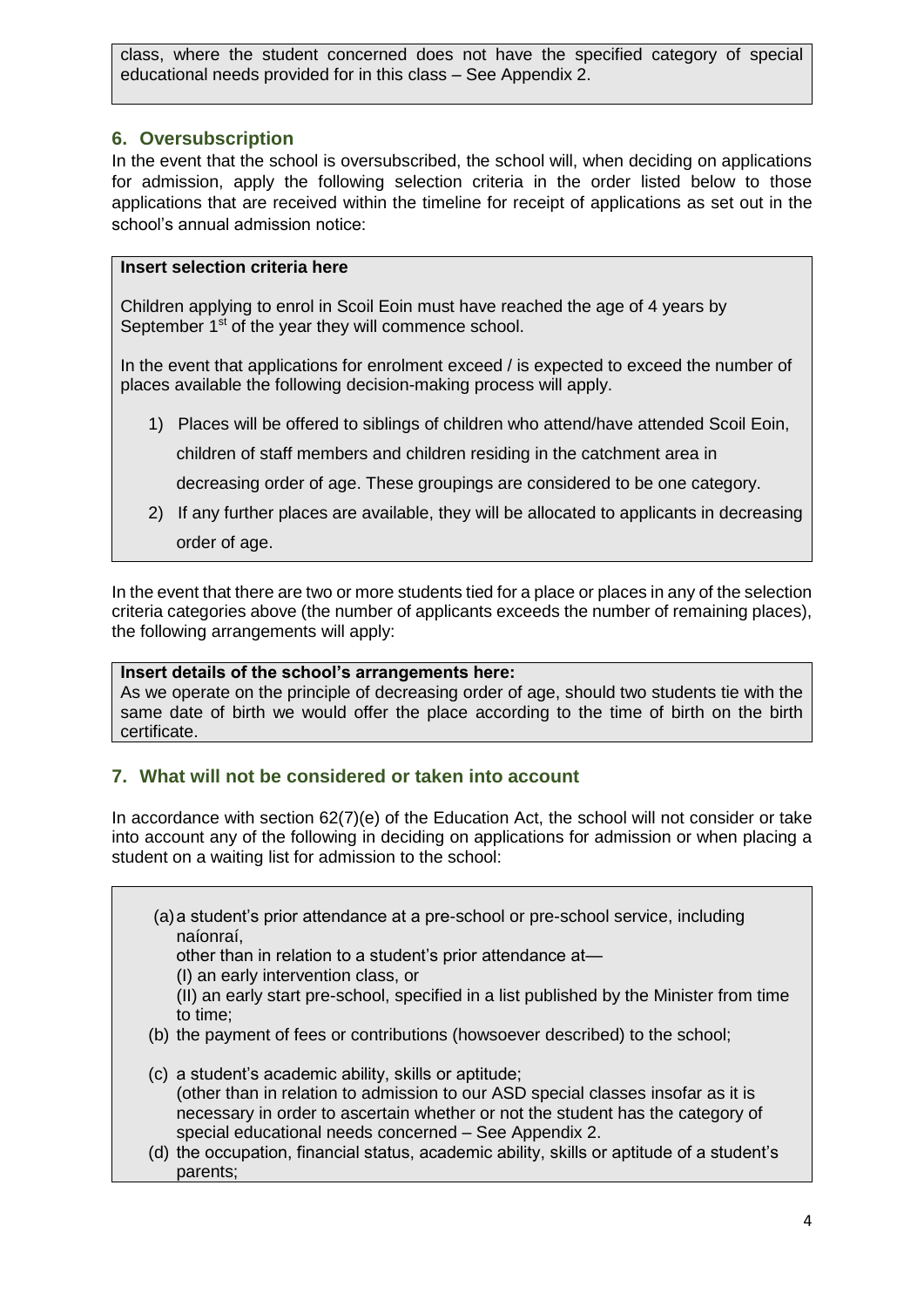class, where the student concerned does not have the specified category of special educational needs provided for in this class – See Appendix 2.

## 6. Oversubscription

In the event that the school is oversubscribed, the school will, when deciding on applications for admission, apply the following selection criteria in the order listed below to those applications that are received within the timeline for receipt of applications as set out in the school's annual admission notice:

**Insert selection criteria here**

Children applying to enrol in Scoil Eoin must have reached the age of 4 years by September 1st of the year they will commence school.

In the event that applications for enrolment exceed / is expected to exceed the number of places available the following decision-making process will apply.

1) Places will be offered to siblings of children who attend/have attended Scoil Eoin, children of staff members and children residing in the catchment area in decreasing order of age. These groupings are considered to be one category.
2) If any further places are available, they will be allocated to applicants in decreasing order of age.

In the event that there are two or more students tied for a place or places in any of the selection criteria categories above (the number of applicants exceeds the number of remaining places), the following arrangements will apply:

**Insert details of the school's arrangements here:**
As we operate on the principle of decreasing order of age, should two students tie with the same date of birth we would offer the place according to the time of birth on the birth certificate.

## 7. What will not be considered or taken into account

In accordance with section 62(7)(e) of the Education Act, the school will not consider or take into account any of the following in deciding on applications for admission or when placing a student on a waiting list for admission to the school:

(a) a student's prior attendance at a pre-school or pre-school service, including naíonraí,
other than in relation to a student's prior attendance at—
(I) an early intervention class, or
(II) an early start pre-school, specified in a list published by the Minister from time to time;

(b) the payment of fees or contributions (howsoever described) to the school;

(c) a student's academic ability, skills or aptitude;
(other than in relation to admission to our ASD special classes insofar as it is necessary in order to ascertain whether or not the student has the category of special educational needs concerned – See Appendix 2.

(d) the occupation, financial status, academic ability, skills or aptitude of a student's parents;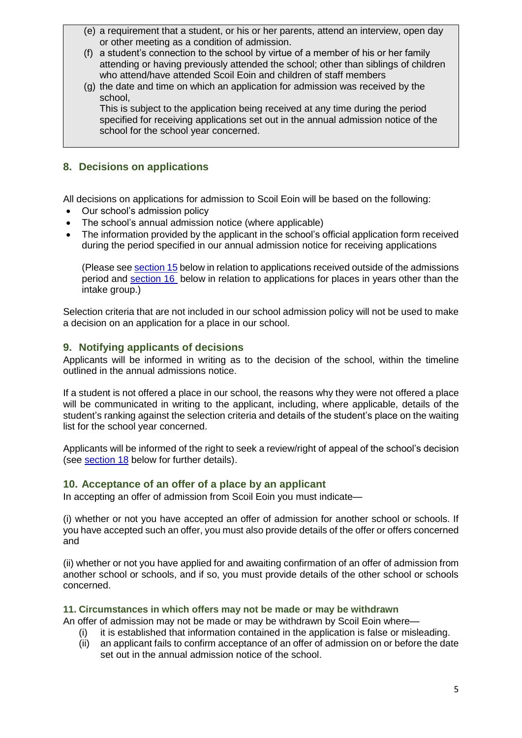(e) a requirement that a student, or his or her parents, attend an interview, open day or other meeting as a condition of admission.

(f) a student's connection to the school by virtue of a member of his or her family attending or having previously attended the school; other than siblings of children who attend/have attended Scoil Eoin and children of staff members

(g) the date and time on which an application for admission was received by the school,
This is subject to the application being received at any time during the period specified for receiving applications set out in the annual admission notice of the school for the school year concerned.

## 8. Decisions on applications

All decisions on applications for admission to Scoil Eoin will be based on the following:

- Our school's admission policy
- The school's annual admission notice (where applicable)
- The information provided by the applicant in the school's official application form received during the period specified in our annual admission notice for receiving applications

  (Please see section 15 below in relation to applications received outside of the admissions period and section 16 below in relation to applications for places in years other than the intake group.)

Selection criteria that are not included in our school admission policy will not be used to make a decision on an application for a place in our school.

## 9. Notifying applicants of decisions

Applicants will be informed in writing as to the decision of the school, within the timeline outlined in the annual admissions notice.

If a student is not offered a place in our school, the reasons why they were not offered a place will be communicated in writing to the applicant, including, where applicable, details of the student's ranking against the selection criteria and details of the student's place on the waiting list for the school year concerned.

Applicants will be informed of the right to seek a review/right of appeal of the school's decision (see section 18 below for further details).

## 10. Acceptance of an offer of a place by an applicant

In accepting an offer of admission from Scoil Eoin you must indicate—

(i) whether or not you have accepted an offer of admission for another school or schools. If you have accepted such an offer, you must also provide details of the offer or offers concerned and

(ii) whether or not you have applied for and awaiting confirmation of an offer of admission from another school or schools, and if so, you must provide details of the other school or schools concerned.

## 11. Circumstances in which offers may not be made or may be withdrawn

An offer of admission may not be made or may be withdrawn by Scoil Eoin where—

(i) it is established that information contained in the application is false or misleading.

(ii) an applicant fails to confirm acceptance of an offer of admission on or before the date set out in the annual admission notice of the school.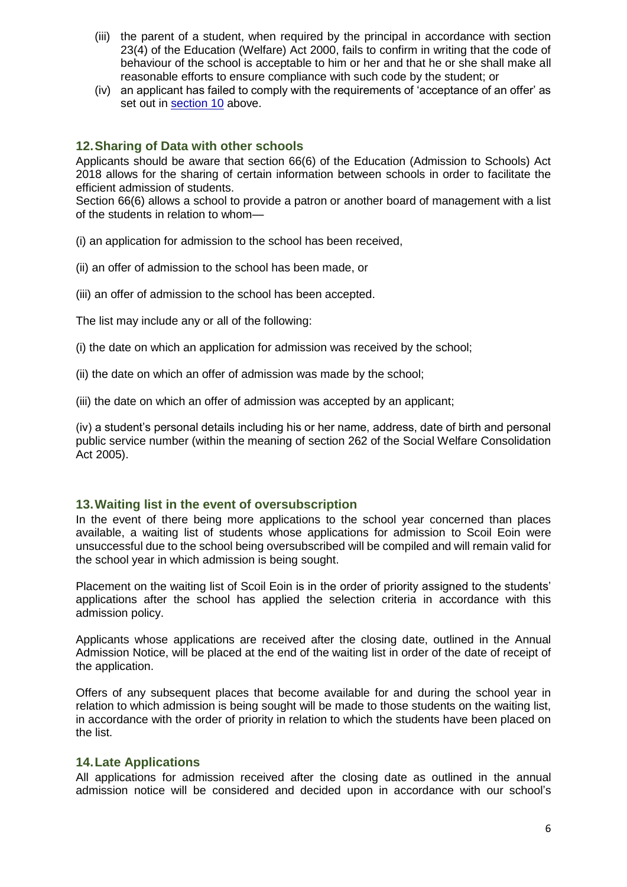(iii) the parent of a student, when required by the principal in accordance with section 23(4) of the Education (Welfare) Act 2000, fails to confirm in writing that the code of behaviour of the school is acceptable to him or her and that he or she shall make all reasonable efforts to ensure compliance with such code by the student; or

(iv) an applicant has failed to comply with the requirements of 'acceptance of an offer' as set out in section 10 above.

## 12. Sharing of Data with other schools

Applicants should be aware that section 66(6) of the Education (Admission to Schools) Act 2018 allows for the sharing of certain information between schools in order to facilitate the efficient admission of students.

Section 66(6) allows a school to provide a patron or another board of management with a list of the students in relation to whom—

(i) an application for admission to the school has been received,

(ii) an offer of admission to the school has been made, or

(iii) an offer of admission to the school has been accepted.

The list may include any or all of the following:

(i) the date on which an application for admission was received by the school;

(ii) the date on which an offer of admission was made by the school;

(iii) the date on which an offer of admission was accepted by an applicant;

(iv) a student's personal details including his or her name, address, date of birth and personal public service number (within the meaning of section 262 of the Social Welfare Consolidation Act 2005).

## 13. Waiting list in the event of oversubscription

In the event of there being more applications to the school year concerned than places available, a waiting list of students whose applications for admission to Scoil Eoin were unsuccessful due to the school being oversubscribed will be compiled and will remain valid for the school year in which admission is being sought.

Placement on the waiting list of Scoil Eoin is in the order of priority assigned to the students' applications after the school has applied the selection criteria in accordance with this admission policy.

Applicants whose applications are received after the closing date, outlined in the Annual Admission Notice, will be placed at the end of the waiting list in order of the date of receipt of the application.

Offers of any subsequent places that become available for and during the school year in relation to which admission is being sought will be made to those students on the waiting list, in accordance with the order of priority in relation to which the students have been placed on the list.

## 14. Late Applications

All applications for admission received after the closing date as outlined in the annual admission notice will be considered and decided upon in accordance with our school's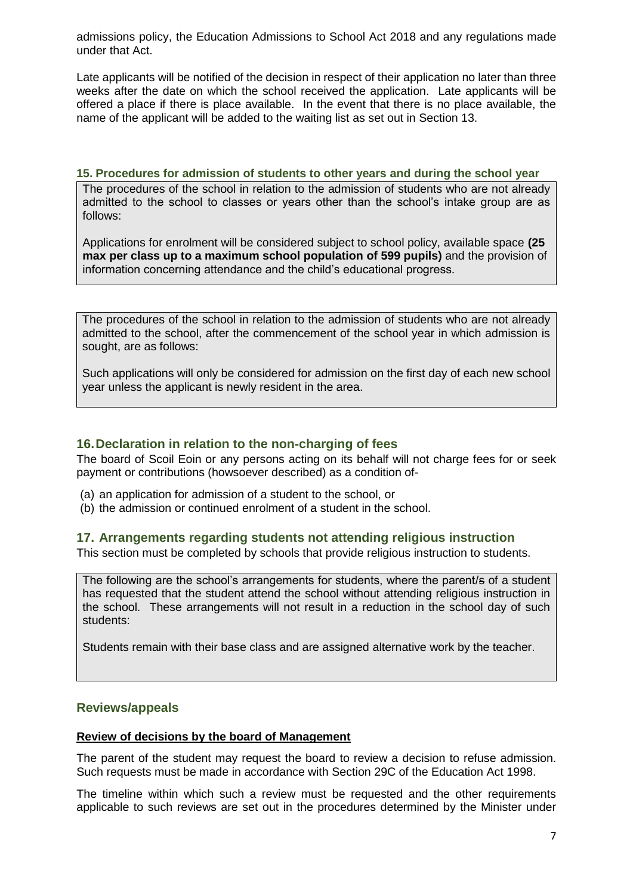admissions policy, the Education Admissions to School Act 2018 and any regulations made under that Act.

Late applicants will be notified of the decision in respect of their application no later than three weeks after the date on which the school received the application. Late applicants will be offered a place if there is place available. In the event that there is no place available, the name of the applicant will be added to the waiting list as set out in Section 13.

## 15. Procedures for admission of students to other years and during the school year

The procedures of the school in relation to the admission of students who are not already admitted to the school to classes or years other than the school's intake group are as follows:

Applications for enrolment will be considered subject to school policy, available space **(25 max per class up to a maximum school population of 599 pupils)** and the provision of information concerning attendance and the child's educational progress.

The procedures of the school in relation to the admission of students who are not already admitted to the school, after the commencement of the school year in which admission is sought, are as follows:

Such applications will only be considered for admission on the first day of each new school year unless the applicant is newly resident in the area.

## 16. Declaration in relation to the non-charging of fees

The board of Scoil Eoin or any persons acting on its behalf will not charge fees for or seek payment or contributions (howsoever described) as a condition of-

(a) an application for admission of a student to the school, or
(b) the admission or continued enrolment of a student in the school.

## 17. Arrangements regarding students not attending religious instruction

This section must be completed by schools that provide religious instruction to students.

The following are the school's arrangements for students, where the parent/s of a student has requested that the student attend the school without attending religious instruction in the school. These arrangements will not result in a reduction in the school day of such students:

Students remain with their base class and are assigned alternative work by the teacher.

## Reviews/appeals

**Review of decisions by the board of Management**

The parent of the student may request the board to review a decision to refuse admission. Such requests must be made in accordance with Section 29C of the Education Act 1998.

The timeline within which such a review must be requested and the other requirements applicable to such reviews are set out in the procedures determined by the Minister under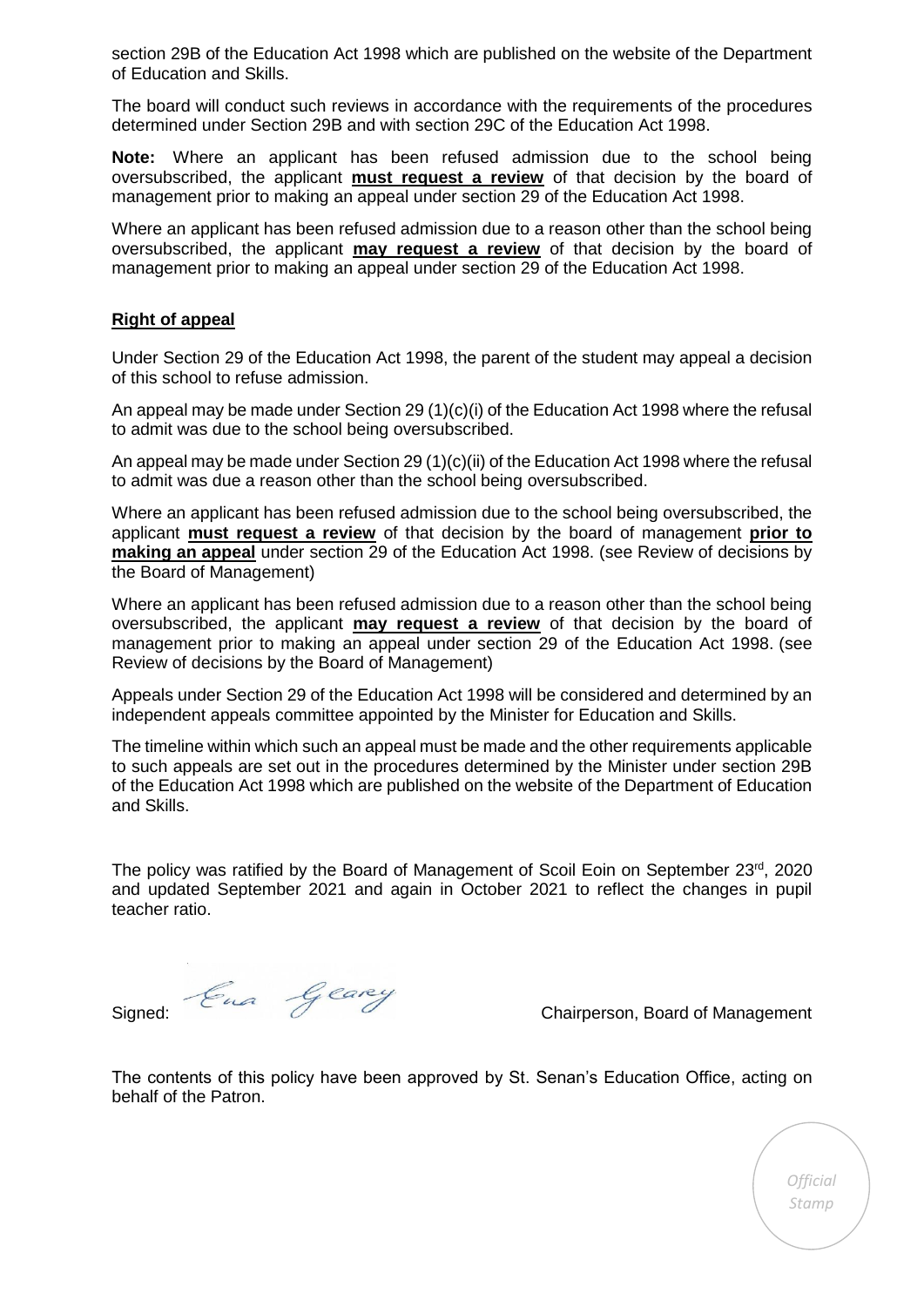section 29B of the Education Act 1998 which are published on the website of the Department of Education and Skills.

The board will conduct such reviews in accordance with the requirements of the procedures determined under Section 29B and with section 29C of the Education Act 1998.

**Note:** Where an applicant has been refused admission due to the school being oversubscribed, the applicant **must request a review** of that decision by the board of management prior to making an appeal under section 29 of the Education Act 1998.

Where an applicant has been refused admission due to a reason other than the school being oversubscribed, the applicant **may request a review** of that decision by the board of management prior to making an appeal under section 29 of the Education Act 1998.

## Right of appeal

Under Section 29 of the Education Act 1998, the parent of the student may appeal a decision of this school to refuse admission.

An appeal may be made under Section 29 (1)(c)(i) of the Education Act 1998 where the refusal to admit was due to the school being oversubscribed.

An appeal may be made under Section 29 (1)(c)(ii) of the Education Act 1998 where the refusal to admit was due a reason other than the school being oversubscribed.

Where an applicant has been refused admission due to the school being oversubscribed, the applicant **must request a review** of that decision by the board of management **prior to making an appeal** under section 29 of the Education Act 1998. (see Review of decisions by the Board of Management)

Where an applicant has been refused admission due to a reason other than the school being oversubscribed, the applicant **may request a review** of that decision by the board of management prior to making an appeal under section 29 of the Education Act 1998. (see Review of decisions by the Board of Management)

Appeals under Section 29 of the Education Act 1998 will be considered and determined by an independent appeals committee appointed by the Minister for Education and Skills.

The timeline within which such an appeal must be made and the other requirements applicable to such appeals are set out in the procedures determined by the Minister under section 29B of the Education Act 1998 which are published on the website of the Department of Education and Skills.

The policy was ratified by the Board of Management of Scoil Eoin on September 23rd, 2020 and updated September 2021 and again in October 2021 to reflect the changes in pupil teacher ratio.

Signed: *Ena Geary* Chairperson, Board of Management

The contents of this policy have been approved by St. Senan's Education Office, acting on behalf of the Patron.

*Official Stamp*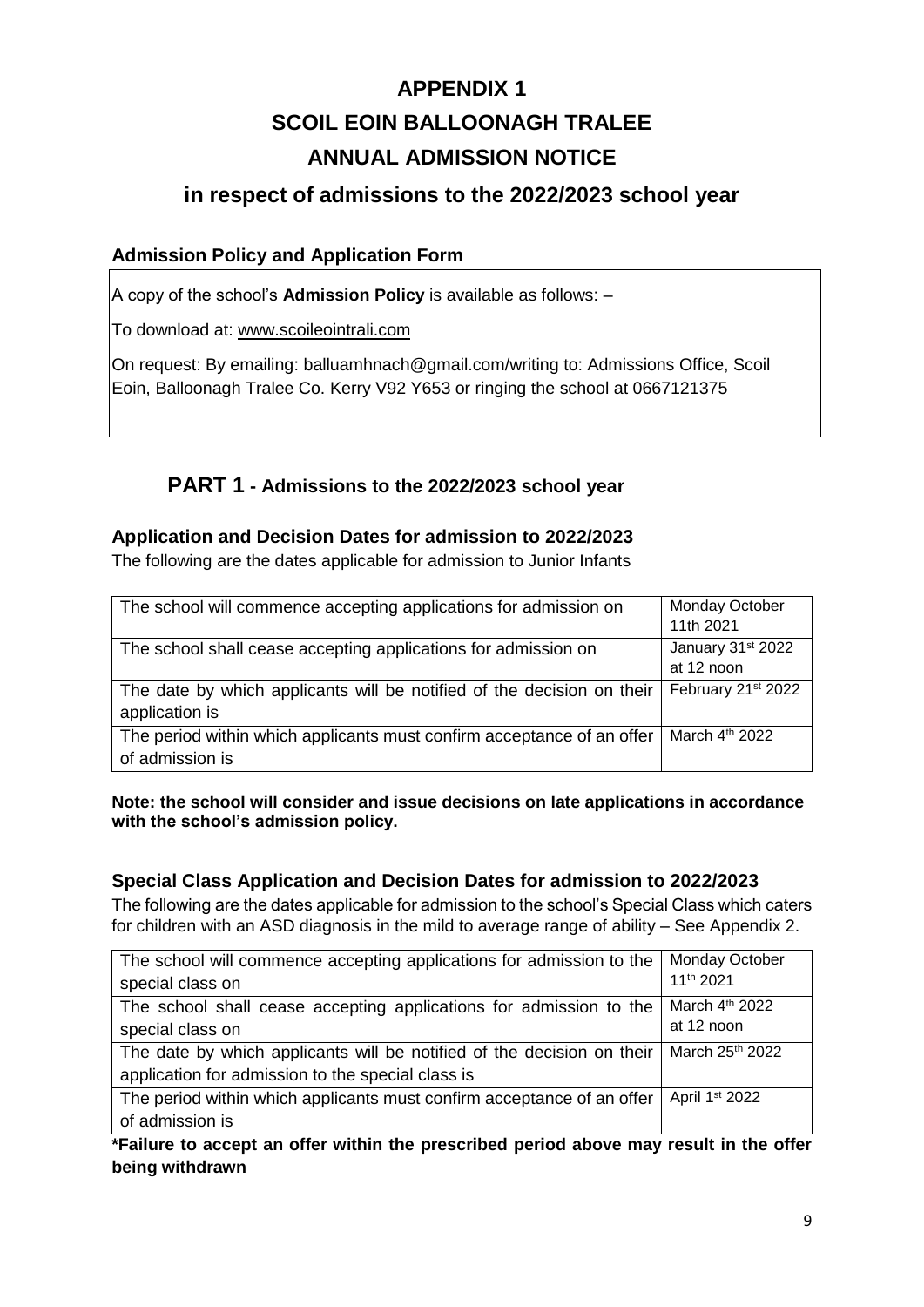# APPENDIX 1

# SCOIL EOIN BALLOONAGH TRALEE

# ANNUAL ADMISSION NOTICE

## in respect of admissions to the 2022/2023 school year

### Admission Policy and Application Form

A copy of the school's **Admission Policy** is available as follows: –

To download at: www.scoileointrali.com

On request: By emailing: balluamhnach@gmail.com/writing to: Admissions Office, Scoil Eoin, Balloonagh Tralee Co. Kerry V92 Y653 or ringing the school at 0667121375

## PART 1 - Admissions to the 2022/2023 school year

### Application and Decision Dates for admission to 2022/2023

The following are the dates applicable for admission to Junior Infants

| | |
|---|---|
| The school will commence accepting applications for admission on | Monday October 11th 2021 |
| The school shall cease accepting applications for admission on | January 31st 2022 at 12 noon |
| The date by which applicants will be notified of the decision on their application is | February 21st 2022 |
| The period within which applicants must confirm acceptance of an offer of admission is | March 4th 2022 |

**Note: the school will consider and issue decisions on late applications in accordance with the school's admission policy.**

### Special Class Application and Decision Dates for admission to 2022/2023

The following are the dates applicable for admission to the school's Special Class which caters for children with an ASD diagnosis in the mild to average range of ability – See Appendix 2.

| | |
|---|---|
| The school will commence accepting applications for admission to the special class on | Monday October 11th 2021 |
| The school shall cease accepting applications for admission to the special class on | March 4th 2022 at 12 noon |
| The date by which applicants will be notified of the decision on their application for admission to the special class is | March 25th 2022 |
| The period within which applicants must confirm acceptance of an offer of admission is | April 1st 2022 |

**\*Failure to accept an offer within the prescribed period above may result in the offer being withdrawn**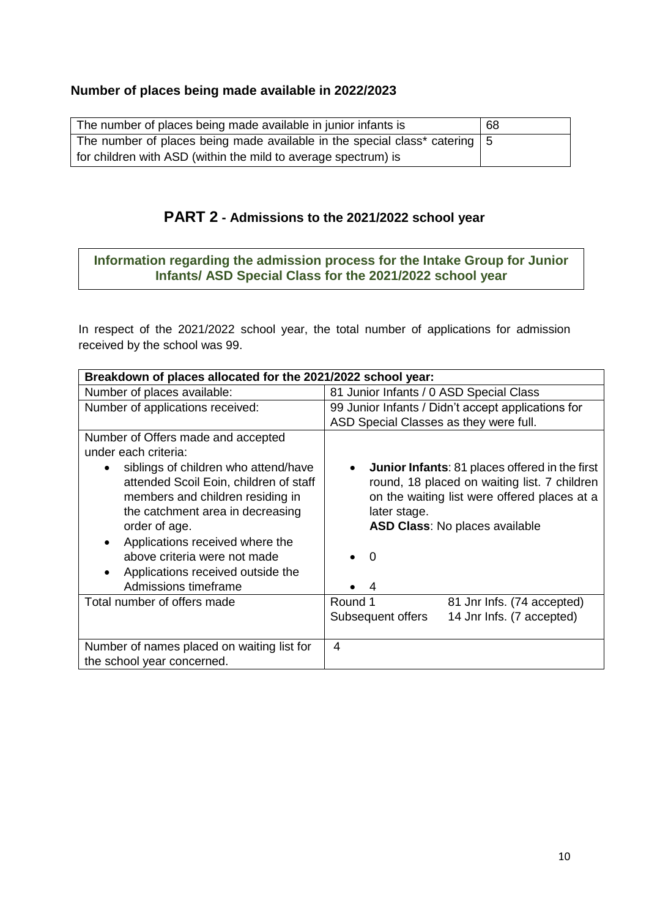### Number of places being made available in 2022/2023

| | |
|---|---|
| The number of places being made available in junior infants is | 68 |
| The number of places being made available in the special class* catering for children with ASD (within the mild to average spectrum) is | 5 |

## PART 2 - Admissions to the 2021/2022 school year

**Information regarding the admission process for the Intake Group for Junior Infants/ ASD Special Class for the 2021/2022 school year**

In respect of the 2021/2022 school year, the total number of applications for admission received by the school was 99.

| Breakdown of places allocated for the 2021/2022 school year: | |
|---|---|
| Number of places available: | 81 Junior Infants / 0 ASD Special Class |
| Number of applications received: | 99 Junior Infants / Didn't accept applications for ASD Special Classes as they were full. |
| Number of Offers made and accepted under each criteria:<br>• siblings of children who attend/have attended Scoil Eoin, children of staff members and children residing in the catchment area in decreasing order of age.<br>• Applications received where the above criteria were not made<br>• Applications received outside the Admissions timeframe | • **Junior Infants**: 81 places offered in the first round, 18 placed on waiting list. 7 children on the waiting list were offered places at a later stage.<br>**ASD Class**: No places available<br>• 0<br>• 4 |
| Total number of offers made | Round 1 — 81 Jnr Infs. (74 accepted)<br>Subsequent offers — 14 Jnr Infs. (7 accepted) |
| Number of names placed on waiting list for the school year concerned. | 4 |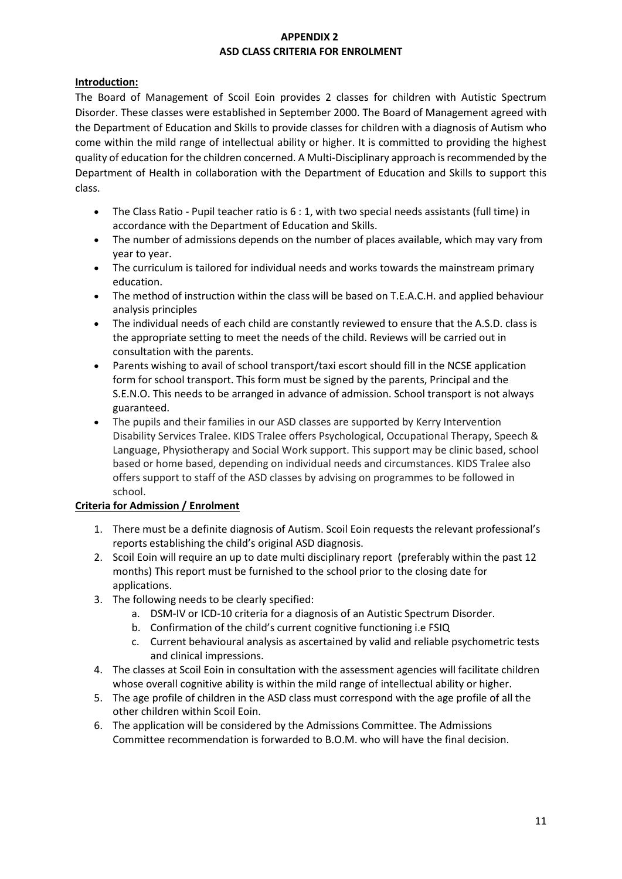# APPENDIX 2
## ASD CLASS CRITERIA FOR ENROLMENT

**Introduction:**

The Board of Management of Scoil Eoin provides 2 classes for children with Autistic Spectrum Disorder. These classes were established in September 2000. The Board of Management agreed with the Department of Education and Skills to provide classes for children with a diagnosis of Autism who come within the mild range of intellectual ability or higher. It is committed to providing the highest quality of education for the children concerned. A Multi-Disciplinary approach is recommended by the Department of Health in collaboration with the Department of Education and Skills to support this class.

- The Class Ratio - Pupil teacher ratio is 6 : 1, with two special needs assistants (full time) in accordance with the Department of Education and Skills.
- The number of admissions depends on the number of places available, which may vary from year to year.
- The curriculum is tailored for individual needs and works towards the mainstream primary education.
- The method of instruction within the class will be based on T.E.A.C.H. and applied behaviour analysis principles
- The individual needs of each child are constantly reviewed to ensure that the A.S.D. class is the appropriate setting to meet the needs of the child. Reviews will be carried out in consultation with the parents.
- Parents wishing to avail of school transport/taxi escort should fill in the NCSE application form for school transport. This form must be signed by the parents, Principal and the S.E.N.O. This needs to be arranged in advance of admission. School transport is not always guaranteed.
- The pupils and their families in our ASD classes are supported by Kerry Intervention Disability Services Tralee. KIDS Tralee offers Psychological, Occupational Therapy, Speech & Language, Physiotherapy and Social Work support. This support may be clinic based, school based or home based, depending on individual needs and circumstances. KIDS Tralee also offers support to staff of the ASD classes by advising on programmes to be followed in school.

**Criteria for Admission / Enrolment**

1. There must be a definite diagnosis of Autism. Scoil Eoin requests the relevant professional's reports establishing the child's original ASD diagnosis.
2. Scoil Eoin will require an up to date multi disciplinary report (preferably within the past 12 months) This report must be furnished to the school prior to the closing date for applications.
3. The following needs to be clearly specified:
   a. DSM-IV or ICD-10 criteria for a diagnosis of an Autistic Spectrum Disorder.
   b. Confirmation of the child's current cognitive functioning i.e FSIQ
   c. Current behavioural analysis as ascertained by valid and reliable psychometric tests and clinical impressions.
4. The classes at Scoil Eoin in consultation with the assessment agencies will facilitate children whose overall cognitive ability is within the mild range of intellectual ability or higher.
5. The age profile of children in the ASD class must correspond with the age profile of all the other children within Scoil Eoin.
6. The application will be considered by the Admissions Committee. The Admissions Committee recommendation is forwarded to B.O.M. who will have the final decision.